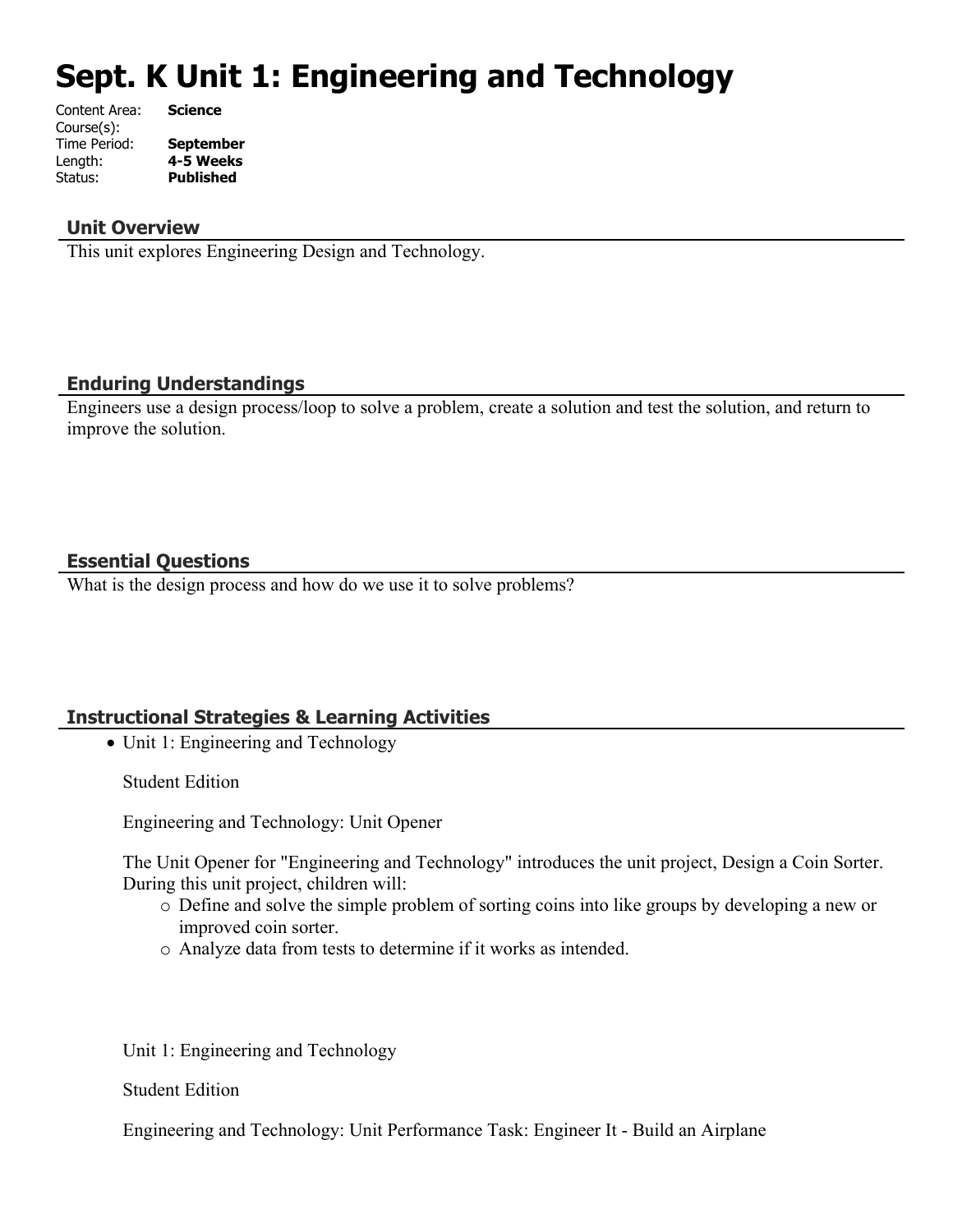# Sept. K Unit 1: Engineering and Technology

Content Area: **Science**
Course(s):
Time Period: **September**
Length: **4-5 Weeks**
Status: **Published**

## Unit Overview

This unit explores Engineering Design and Technology.

## Enduring Understandings

Engineers use a design process/loop to solve a problem, create a solution and test the solution, and return to improve the solution.

## Essential Questions

What is the design process and how do we use it to solve problems?

## Instructional Strategies & Learning Activities

- Unit 1: Engineering and Technology

  Student Edition

  Engineering and Technology: Unit Opener

  The Unit Opener for "Engineering and Technology" introduces the unit project, Design a Coin Sorter. During this unit project, children will:
  - Define and solve the simple problem of sorting coins into like groups by developing a new or improved coin sorter.
  - Analyze data from tests to determine if it works as intended.

  Unit 1: Engineering and Technology

  Student Edition

  Engineering and Technology: Unit Performance Task: Engineer It - Build an Airplane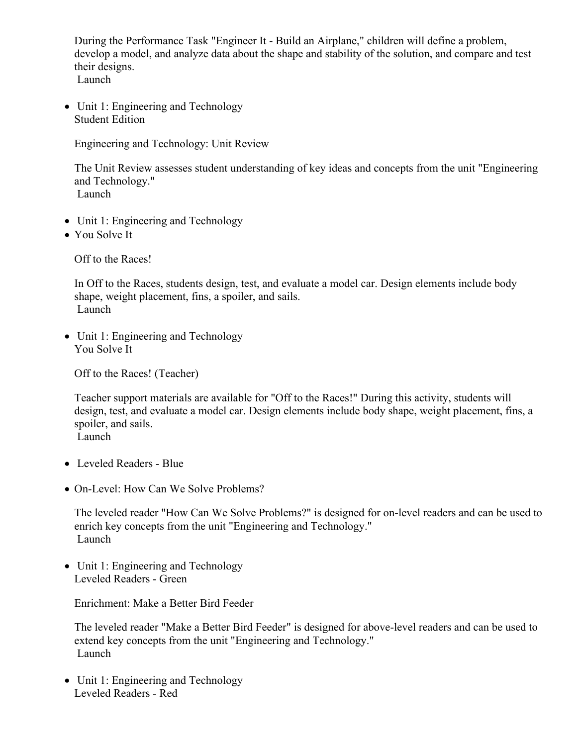During the Performance Task "Engineer It - Build an Airplane," children will define a problem, develop a model, and analyze data about the shape and stability of the solution, and compare and test their designs.
Launch

- Unit 1: Engineering and Technology
  Student Edition

  Engineering and Technology: Unit Review

  The Unit Review assesses student understanding of key ideas and concepts from the unit "Engineering and Technology."
  Launch

- Unit 1: Engineering and Technology
- You Solve It

  Off to the Races!

  In Off to the Races, students design, test, and evaluate a model car. Design elements include body shape, weight placement, fins, a spoiler, and sails.
  Launch

- Unit 1: Engineering and Technology
  You Solve It

  Off to the Races! (Teacher)

  Teacher support materials are available for "Off to the Races!" During this activity, students will design, test, and evaluate a model car. Design elements include body shape, weight placement, fins, a spoiler, and sails.
  Launch

- Leveled Readers - Blue
- On-Level: How Can We Solve Problems?

  The leveled reader "How Can We Solve Problems?" is designed for on-level readers and can be used to enrich key concepts from the unit "Engineering and Technology."
  Launch

- Unit 1: Engineering and Technology
  Leveled Readers - Green

  Enrichment: Make a Better Bird Feeder

  The leveled reader "Make a Better Bird Feeder" is designed for above-level readers and can be used to extend key concepts from the unit "Engineering and Technology."
  Launch

- Unit 1: Engineering and Technology
  Leveled Readers - Red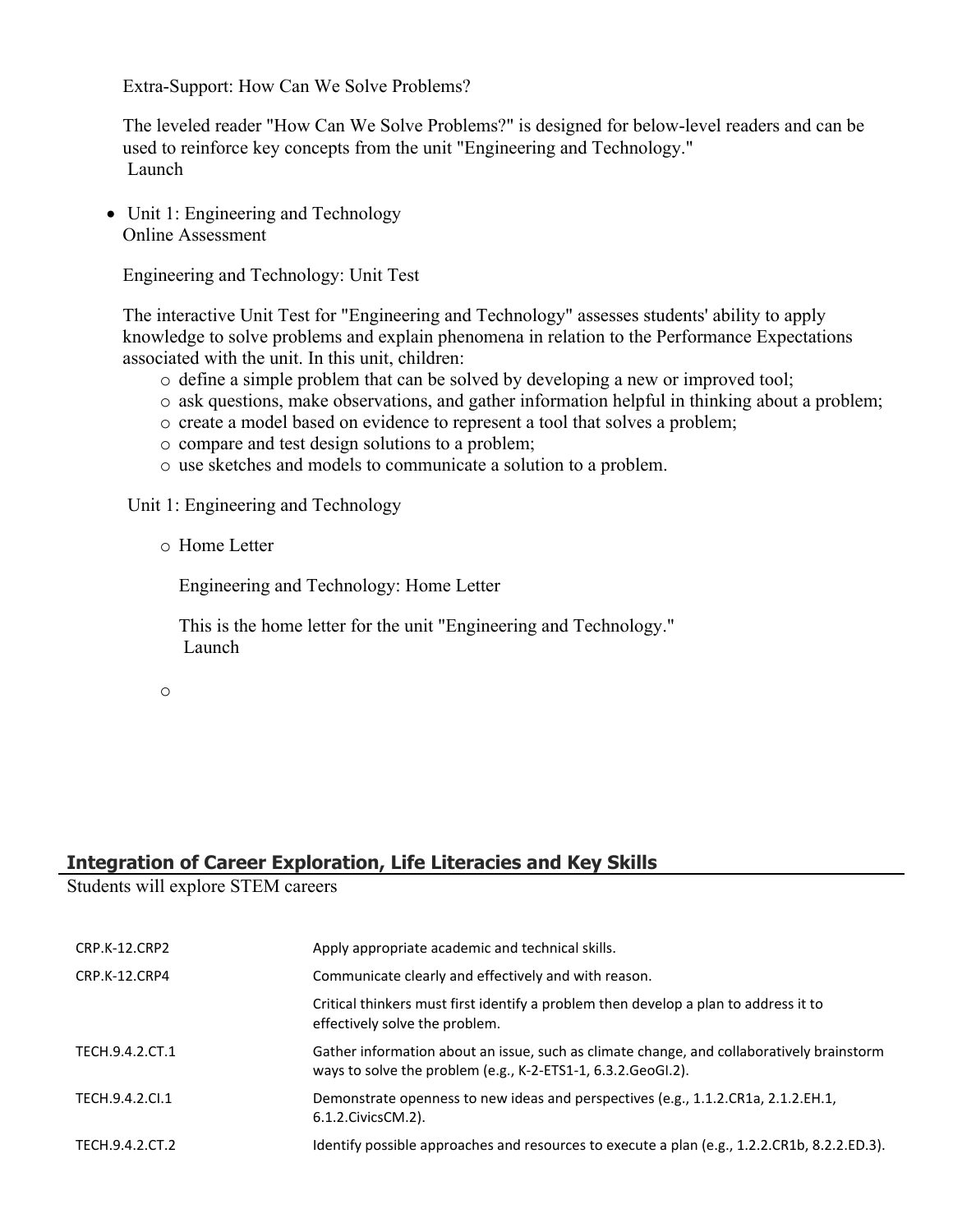Extra-Support: How Can We Solve Problems?

The leveled reader "How Can We Solve Problems?" is designed for below-level readers and can be used to reinforce key concepts from the unit "Engineering and Technology."
Launch

- Unit 1: Engineering and Technology
  Online Assessment

  Engineering and Technology: Unit Test

  The interactive Unit Test for "Engineering and Technology" assesses students' ability to apply knowledge to solve problems and explain phenomena in relation to the Performance Expectations associated with the unit. In this unit, children:
  - define a simple problem that can be solved by developing a new or improved tool;
  - ask questions, make observations, and gather information helpful in thinking about a problem;
  - create a model based on evidence to represent a tool that solves a problem;
  - compare and test design solutions to a problem;
  - use sketches and models to communicate a solution to a problem.

Unit 1: Engineering and Technology

- Home Letter

  Engineering and Technology: Home Letter

  This is the home letter for the unit "Engineering and Technology."
  Launch

## Integration of Career Exploration, Life Literacies and Key Skills

Students will explore STEM careers

| | |
|---|---|
| CRP.K-12.CRP2 | Apply appropriate academic and technical skills. |
| CRP.K-12.CRP4 | Communicate clearly and effectively and with reason. |
| | Critical thinkers must first identify a problem then develop a plan to address it to effectively solve the problem. |
| TECH.9.4.2.CT.1 | Gather information about an issue, such as climate change, and collaboratively brainstorm ways to solve the problem (e.g., K-2-ETS1-1, 6.3.2.GeoGI.2). |
| TECH.9.4.2.CI.1 | Demonstrate openness to new ideas and perspectives (e.g., 1.1.2.CR1a, 2.1.2.EH.1, 6.1.2.CivicsCM.2). |
| TECH.9.4.2.CT.2 | Identify possible approaches and resources to execute a plan (e.g., 1.2.2.CR1b, 8.2.2.ED.3). |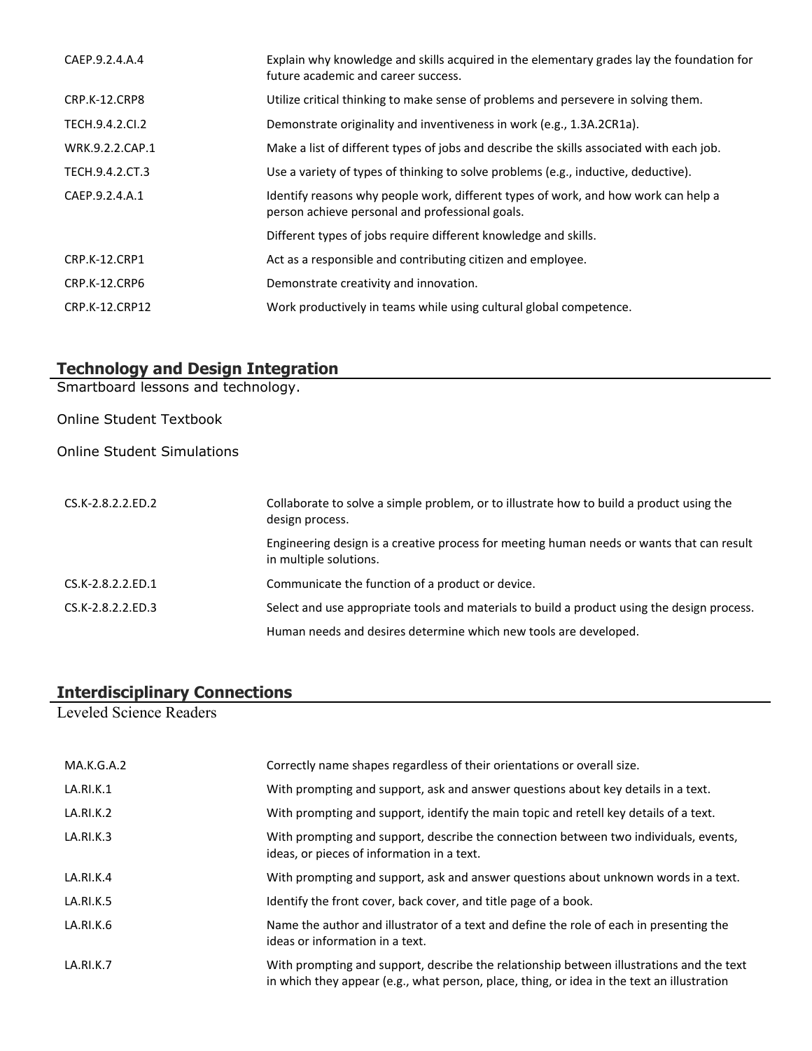| | |
|---|---|
| CAEP.9.2.4.A.4 | Explain why knowledge and skills acquired in the elementary grades lay the foundation for future academic and career success. |
| CRP.K-12.CRP8 | Utilize critical thinking to make sense of problems and persevere in solving them. |
| TECH.9.4.2.CI.2 | Demonstrate originality and inventiveness in work (e.g., 1.3A.2CR1a). |
| WRK.9.2.2.CAP.1 | Make a list of different types of jobs and describe the skills associated with each job. |
| TECH.9.4.2.CT.3 | Use a variety of types of thinking to solve problems (e.g., inductive, deductive). |
| CAEP.9.2.4.A.1 | Identify reasons why people work, different types of work, and how work can help a person achieve personal and professional goals. |
| | Different types of jobs require different knowledge and skills. |
| CRP.K-12.CRP1 | Act as a responsible and contributing citizen and employee. |
| CRP.K-12.CRP6 | Demonstrate creativity and innovation. |
| CRP.K-12.CRP12 | Work productively in teams while using cultural global competence. |

## Technology and Design Integration

Smartboard lessons and technology.

Online Student Textbook

Online Student Simulations

| | |
|---|---|
| CS.K-2.8.2.2.ED.2 | Collaborate to solve a simple problem, or to illustrate how to build a product using the design process. |
| | Engineering design is a creative process for meeting human needs or wants that can result in multiple solutions. |
| CS.K-2.8.2.2.ED.1 | Communicate the function of a product or device. |
| CS.K-2.8.2.2.ED.3 | Select and use appropriate tools and materials to build a product using the design process. |
| | Human needs and desires determine which new tools are developed. |

## Interdisciplinary Connections

Leveled Science Readers

| | |
|---|---|
| MA.K.G.A.2 | Correctly name shapes regardless of their orientations or overall size. |
| LA.RI.K.1 | With prompting and support, ask and answer questions about key details in a text. |
| LA.RI.K.2 | With prompting and support, identify the main topic and retell key details of a text. |
| LA.RI.K.3 | With prompting and support, describe the connection between two individuals, events, ideas, or pieces of information in a text. |
| LA.RI.K.4 | With prompting and support, ask and answer questions about unknown words in a text. |
| LA.RI.K.5 | Identify the front cover, back cover, and title page of a book. |
| LA.RI.K.6 | Name the author and illustrator of a text and define the role of each in presenting the ideas or information in a text. |
| LA.RI.K.7 | With prompting and support, describe the relationship between illustrations and the text in which they appear (e.g., what person, place, thing, or idea in the text an illustration |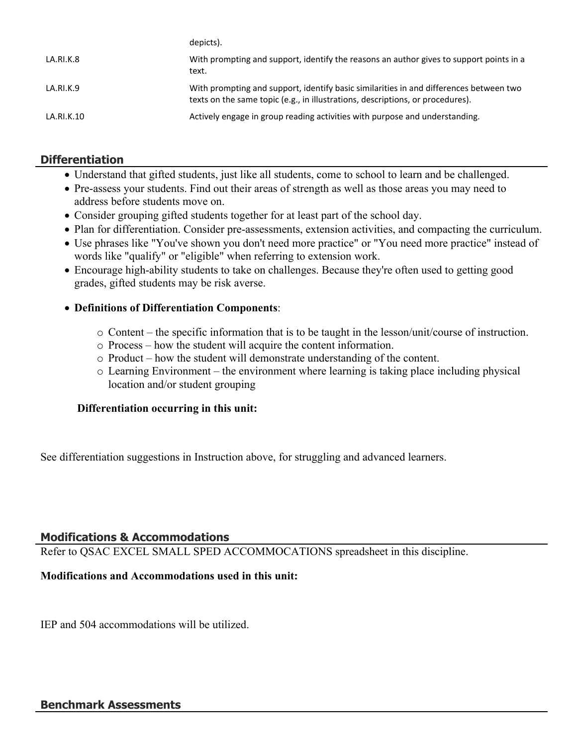| | |
|---|---|
| | depicts). |
| LA.RI.K.8 | With prompting and support, identify the reasons an author gives to support points in a text. |
| LA.RI.K.9 | With prompting and support, identify basic similarities in and differences between two texts on the same topic (e.g., in illustrations, descriptions, or procedures). |
| LA.RI.K.10 | Actively engage in group reading activities with purpose and understanding. |

## Differentiation

- Understand that gifted students, just like all students, come to school to learn and be challenged.
- Pre-assess your students. Find out their areas of strength as well as those areas you may need to address before students move on.
- Consider grouping gifted students together for at least part of the school day.
- Plan for differentiation. Consider pre-assessments, extension activities, and compacting the curriculum.
- Use phrases like "You've shown you don't need more practice" or "You need more practice" instead of words like "qualify" or "eligible" when referring to extension work.
- Encourage high-ability students to take on challenges. Because they're often used to getting good grades, gifted students may be risk averse.
- **Definitions of Differentiation Components**:
  - Content – the specific information that is to be taught in the lesson/unit/course of instruction.
  - Process – how the student will acquire the content information.
  - Product – how the student will demonstrate understanding of the content.
  - Learning Environment – the environment where learning is taking place including physical location and/or student grouping

**Differentiation occurring in this unit:**

See differentiation suggestions in Instruction above, for struggling and advanced learners.

## Modifications & Accommodations

Refer to QSAC EXCEL SMALL SPED ACCOMMOCATIONS spreadsheet in this discipline.

**Modifications and Accommodations used in this unit:**

IEP and 504 accommodations will be utilized.

## Benchmark Assessments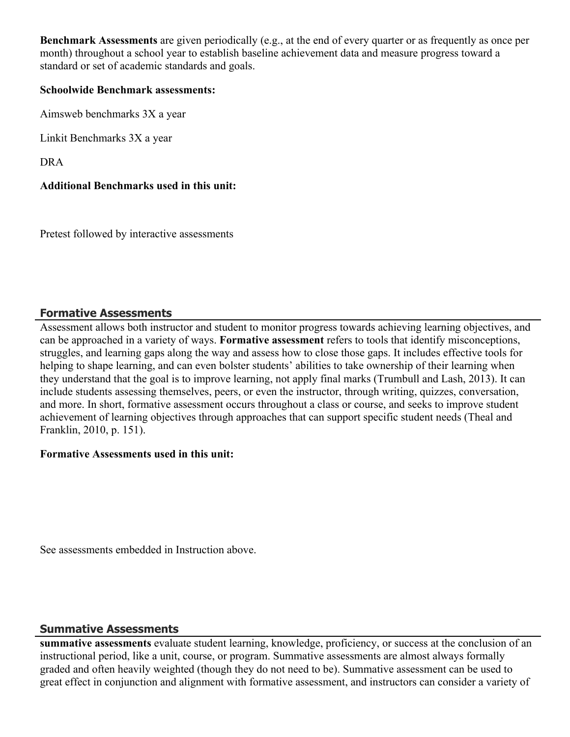**Benchmark Assessments** are given periodically (e.g., at the end of every quarter or as frequently as once per month) throughout a school year to establish baseline achievement data and measure progress toward a standard or set of academic standards and goals.

**Schoolwide Benchmark assessments:**

Aimsweb benchmarks 3X a year

Linkit Benchmarks 3X a year

DRA

**Additional Benchmarks used in this unit:**

Pretest followed by interactive assessments

## Formative Assessments

Assessment allows both instructor and student to monitor progress towards achieving learning objectives, and can be approached in a variety of ways. **Formative assessment** refers to tools that identify misconceptions, struggles, and learning gaps along the way and assess how to close those gaps. It includes effective tools for helping to shape learning, and can even bolster students' abilities to take ownership of their learning when they understand that the goal is to improve learning, not apply final marks (Trumbull and Lash, 2013). It can include students assessing themselves, peers, or even the instructor, through writing, quizzes, conversation, and more. In short, formative assessment occurs throughout a class or course, and seeks to improve student achievement of learning objectives through approaches that can support specific student needs (Theal and Franklin, 2010, p. 151).

**Formative Assessments used in this unit:**

See assessments embedded in Instruction above.

## Summative Assessments

**summative assessments** evaluate student learning, knowledge, proficiency, or success at the conclusion of an instructional period, like a unit, course, or program. Summative assessments are almost always formally graded and often heavily weighted (though they do not need to be). Summative assessment can be used to great effect in conjunction and alignment with formative assessment, and instructors can consider a variety of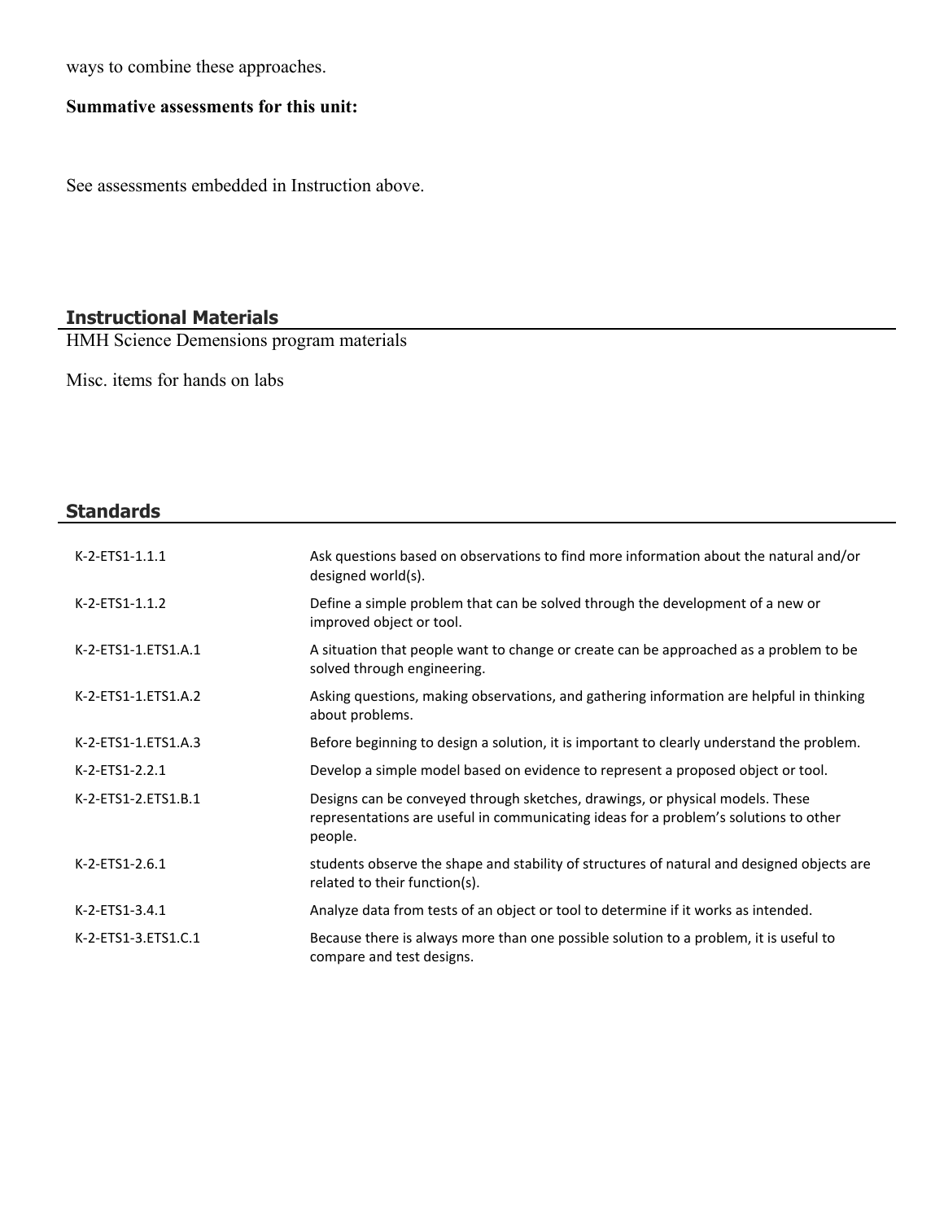ways to combine these approaches.

**Summative assessments for this unit:**

See assessments embedded in Instruction above.

## Instructional Materials

HMH Science Demensions program materials

Misc. items for hands on labs

## Standards

| | |
|---|---|
| K-2-ETS1-1.1.1 | Ask questions based on observations to find more information about the natural and/or designed world(s). |
| K-2-ETS1-1.1.2 | Define a simple problem that can be solved through the development of a new or improved object or tool. |
| K-2-ETS1-1.ETS1.A.1 | A situation that people want to change or create can be approached as a problem to be solved through engineering. |
| K-2-ETS1-1.ETS1.A.2 | Asking questions, making observations, and gathering information are helpful in thinking about problems. |
| K-2-ETS1-1.ETS1.A.3 | Before beginning to design a solution, it is important to clearly understand the problem. |
| K-2-ETS1-2.2.1 | Develop a simple model based on evidence to represent a proposed object or tool. |
| K-2-ETS1-2.ETS1.B.1 | Designs can be conveyed through sketches, drawings, or physical models. These representations are useful in communicating ideas for a problem's solutions to other people. |
| K-2-ETS1-2.6.1 | students observe the shape and stability of structures of natural and designed objects are related to their function(s). |
| K-2-ETS1-3.4.1 | Analyze data from tests of an object or tool to determine if it works as intended. |
| K-2-ETS1-3.ETS1.C.1 | Because there is always more than one possible solution to a problem, it is useful to compare and test designs. |